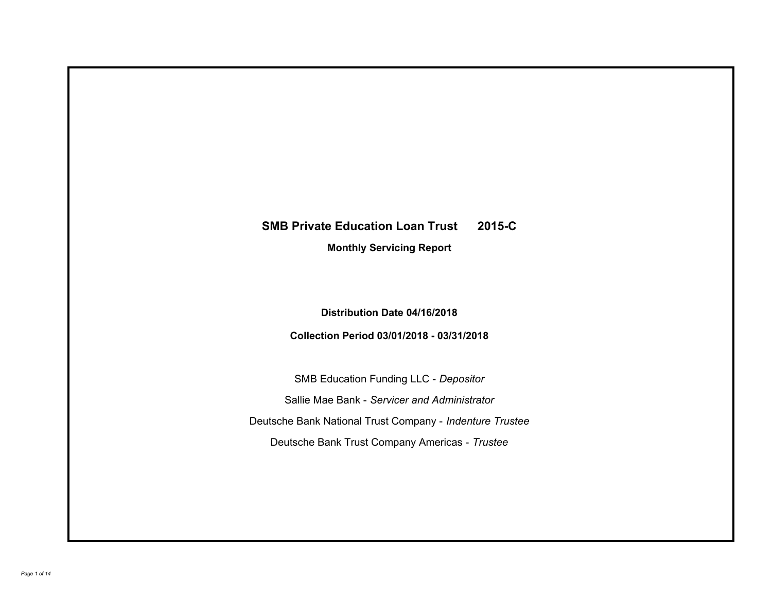# SMB Private Education Loan Trust 2015-C

**Monthly Servicing Report**

**Distribution Date 04/16/2018**

**Collection Period 03/01/2018 - 03/31/2018**

SMB Education Funding LLC - *Depositor*

Sallie Mae Bank - *Servicer and Administrator*

Deutsche Bank National Trust Company - *Indenture Trustee*

Deutsche Bank Trust Company Americas - *Trustee*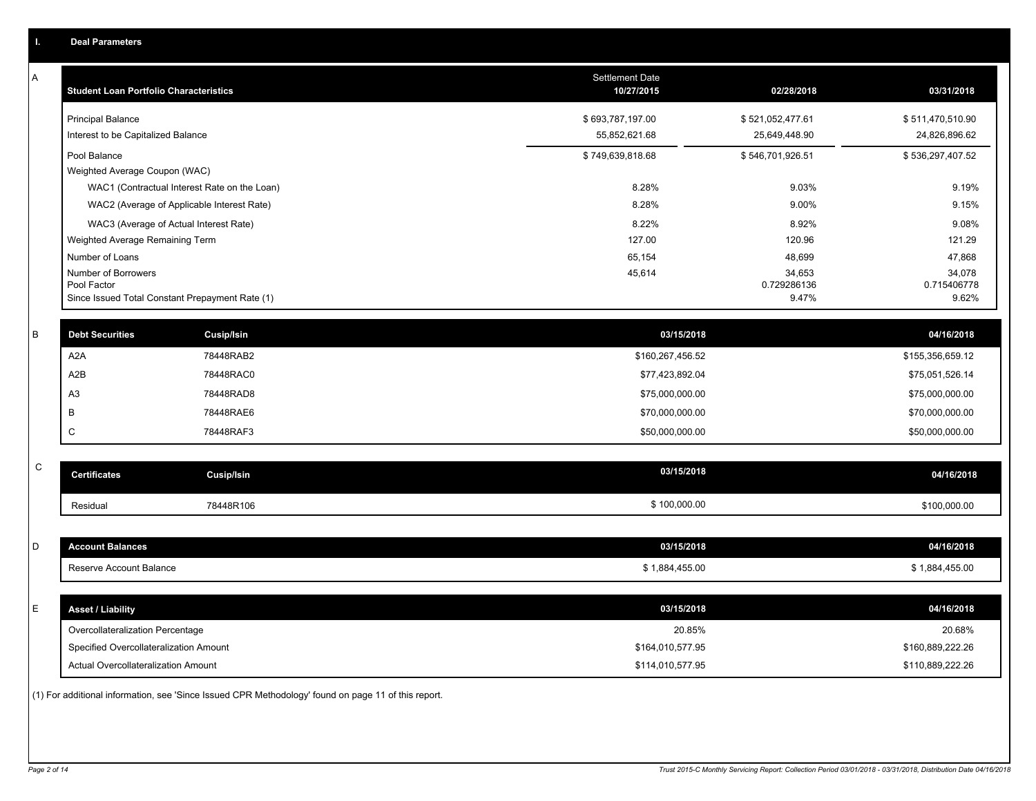## I. Deal Parameters

### A

| Student Loan Portfolio Characteristics | Settlement Date 10/27/2015 | 02/28/2018 | 03/31/2018 |
|---|---|---|---|
| Principal Balance | $ 693,787,197.00 | $ 521,052,477.61 | $ 511,470,510.90 |
| Interest to be Capitalized Balance | 55,852,621.68 | 25,649,448.90 | 24,826,896.62 |
| Pool Balance | $ 749,639,818.68 | $ 546,701,926.51 | $ 536,297,407.52 |
| Weighted Average Coupon (WAC) | | | |
| WAC1 (Contractual Interest Rate on the Loan) | 8.28% | 9.03% | 9.19% |
| WAC2 (Average of Applicable Interest Rate) | 8.28% | 9.00% | 9.15% |
| WAC3 (Average of Actual Interest Rate) | 8.22% | 8.92% | 9.08% |
| Weighted Average Remaining Term | 127.00 | 120.96 | 121.29 |
| Number of Loans | 65,154 | 48,699 | 47,868 |
| Number of Borrowers | 45,614 | 34,653 | 34,078 |
| Pool Factor | | 0.729286136 | 0.715406778 |
| Since Issued Total Constant Prepayment Rate (1) | | 9.47% | 9.62% |

### B

| Debt Securities | Cusip/Isin | 03/15/2018 | 04/16/2018 |
|---|---|---|---|
| A2A | 78448RAB2 | $160,267,456.52 | $155,356,659.12 |
| A2B | 78448RAC0 | $77,423,892.04 | $75,051,526.14 |
| A3 | 78448RAD8 | $75,000,000.00 | $75,000,000.00 |
| B | 78448RAE6 | $70,000,000.00 | $70,000,000.00 |
| C | 78448RAF3 | $50,000,000.00 | $50,000,000.00 |

### C

| Certificates | Cusip/Isin | 03/15/2018 | 04/16/2018 |
|---|---|---|---|
| Residual | 78448R106 | $ 100,000.00 | $100,000.00 |

### D

| Account Balances | 03/15/2018 | 04/16/2018 |
|---|---|---|
| Reserve Account Balance | $ 1,884,455.00 | $ 1,884,455.00 |

### E

| Asset / Liability | 03/15/2018 | 04/16/2018 |
|---|---|---|
| Overcollateralization Percentage | 20.85% | 20.68% |
| Specified Overcollateralization Amount | $164,010,577.95 | $160,889,222.26 |
| Actual Overcollateralization Amount | $114,010,577.95 | $110,889,222.26 |

(1) For additional information, see 'Since Issued CPR Methodology' found on page 11 of this report.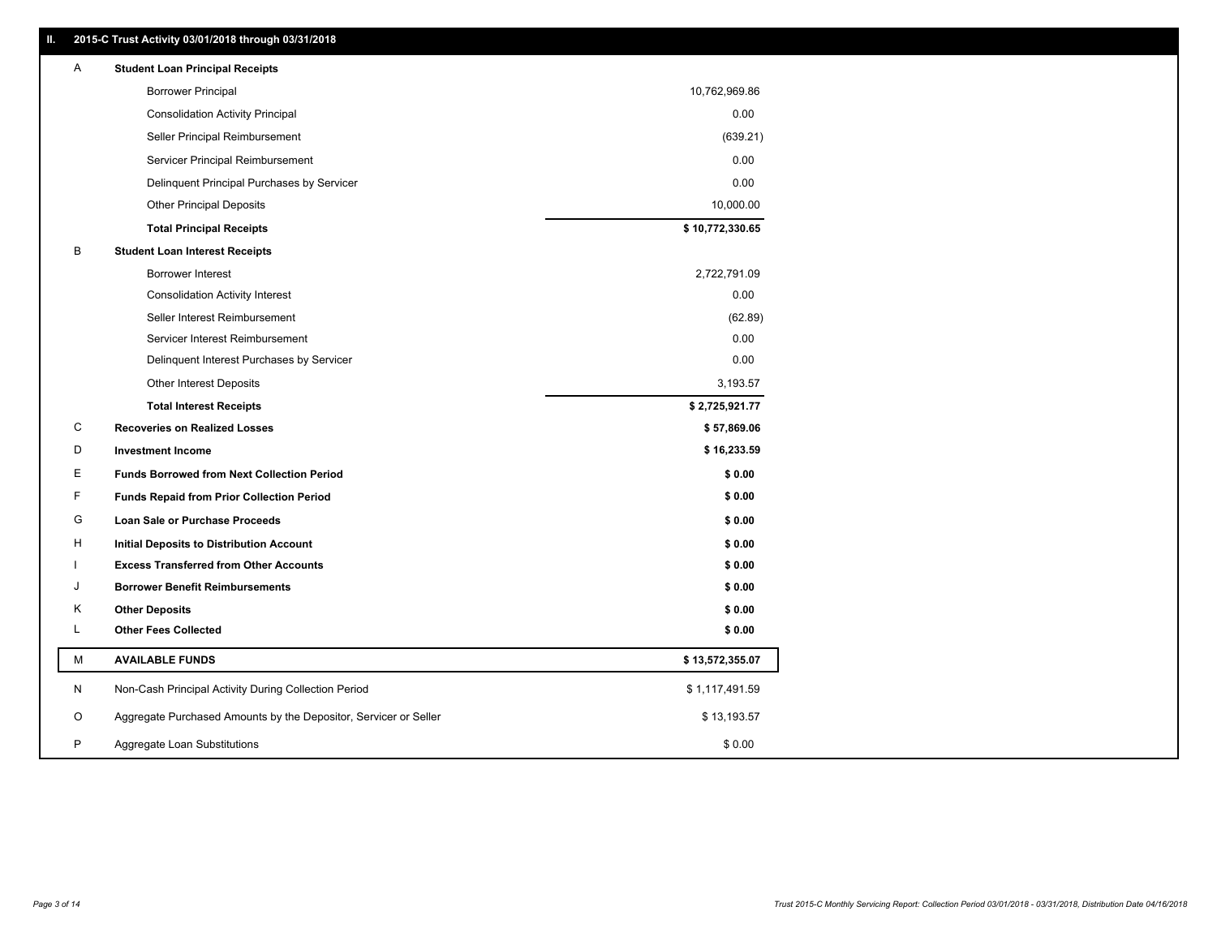## II. 2015-C Trust Activity 03/01/2018 through 03/31/2018

| | | |
|---|---|---|
| A | **Student Loan Principal Receipts** | |
| | Borrower Principal | 10,762,969.86 |
| | Consolidation Activity Principal | 0.00 |
| | Seller Principal Reimbursement | (639.21) |
| | Servicer Principal Reimbursement | 0.00 |
| | Delinquent Principal Purchases by Servicer | 0.00 |
| | Other Principal Deposits | 10,000.00 |
| | **Total Principal Receipts** | **$ 10,772,330.65** |
| B | **Student Loan Interest Receipts** | |
| | Borrower Interest | 2,722,791.09 |
| | Consolidation Activity Interest | 0.00 |
| | Seller Interest Reimbursement | (62.89) |
| | Servicer Interest Reimbursement | 0.00 |
| | Delinquent Interest Purchases by Servicer | 0.00 |
| | Other Interest Deposits | 3,193.57 |
| | **Total Interest Receipts** | **$ 2,725,921.77** |
| C | **Recoveries on Realized Losses** | **$ 57,869.06** |
| D | **Investment Income** | **$ 16,233.59** |
| E | **Funds Borrowed from Next Collection Period** | **$ 0.00** |
| F | **Funds Repaid from Prior Collection Period** | **$ 0.00** |
| G | **Loan Sale or Purchase Proceeds** | **$ 0.00** |
| H | **Initial Deposits to Distribution Account** | **$ 0.00** |
| I | **Excess Transferred from Other Accounts** | **$ 0.00** |
| J | **Borrower Benefit Reimbursements** | **$ 0.00** |
| K | **Other Deposits** | **$ 0.00** |
| L | **Other Fees Collected** | **$ 0.00** |
| M | **AVAILABLE FUNDS** | **$ 13,572,355.07** |
| N | Non-Cash Principal Activity During Collection Period | $ 1,117,491.59 |
| O | Aggregate Purchased Amounts by the Depositor, Servicer or Seller | $ 13,193.57 |
| P | Aggregate Loan Substitutions | $ 0.00 |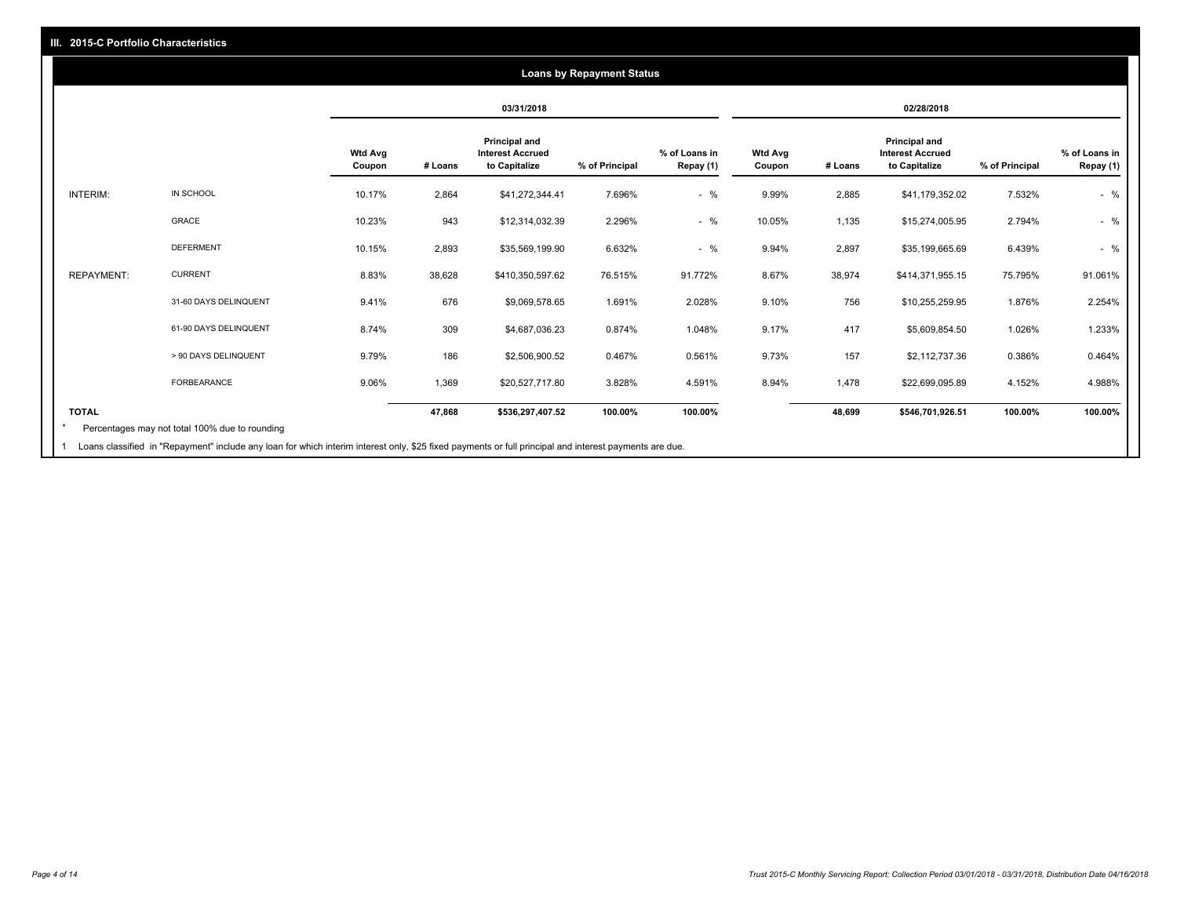## III. 2015-C Portfolio Characteristics

### Loans by Repayment Status

| | | 03/31/2018 | | | | | 02/28/2018 | | | | |
|---|---|---|---|---|---|---|---|---|---|---|---|
| | | Wtd Avg Coupon | # Loans | Principal and Interest Accrued to Capitalize | % of Principal | % of Loans in Repay (1) | Wtd Avg Coupon | # Loans | Principal and Interest Accrued to Capitalize | % of Principal | % of Loans in Repay (1) |
| INTERIM: | IN SCHOOL | 10.17% | 2,864 | $41,272,344.41 | 7.696% | - % | 9.99% | 2,885 | $41,179,352.02 | 7.532% | - % |
| | GRACE | 10.23% | 943 | $12,314,032.39 | 2.296% | - % | 10.05% | 1,135 | $15,274,005.95 | 2.794% | - % |
| | DEFERMENT | 10.15% | 2,893 | $35,569,199.90 | 6.632% | - % | 9.94% | 2,897 | $35,199,665.69 | 6.439% | - % |
| REPAYMENT: | CURRENT | 8.83% | 38,628 | $410,350,597.62 | 76.515% | 91.772% | 8.67% | 38,974 | $414,371,955.15 | 75.795% | 91.061% |
| | 31-60 DAYS DELINQUENT | 9.41% | 676 | $9,069,578.65 | 1.691% | 2.028% | 9.10% | 756 | $10,255,259.95 | 1.876% | 2.254% |
| | 61-90 DAYS DELINQUENT | 8.74% | 309 | $4,687,036.23 | 0.874% | 1.048% | 9.17% | 417 | $5,609,854.50 | 1.026% | 1.233% |
| | > 90 DAYS DELINQUENT | 9.79% | 186 | $2,506,900.52 | 0.467% | 0.561% | 9.73% | 157 | $2,112,737.36 | 0.386% | 0.464% |
| | FORBEARANCE | 9.06% | 1,369 | $20,527,717.80 | 3.828% | 4.591% | 8.94% | 1,478 | $22,699,095.89 | 4.152% | 4.988% |
| TOTAL | | | 47,868 | $536,297,407.52 | 100.00% | 100.00% | | 48,699 | $546,701,926.51 | 100.00% | 100.00% |

* Percentages may not total 100% due to rounding

1 Loans classified in "Repayment" include any loan for which interim interest only, $25 fixed payments or full principal and interest payments are due.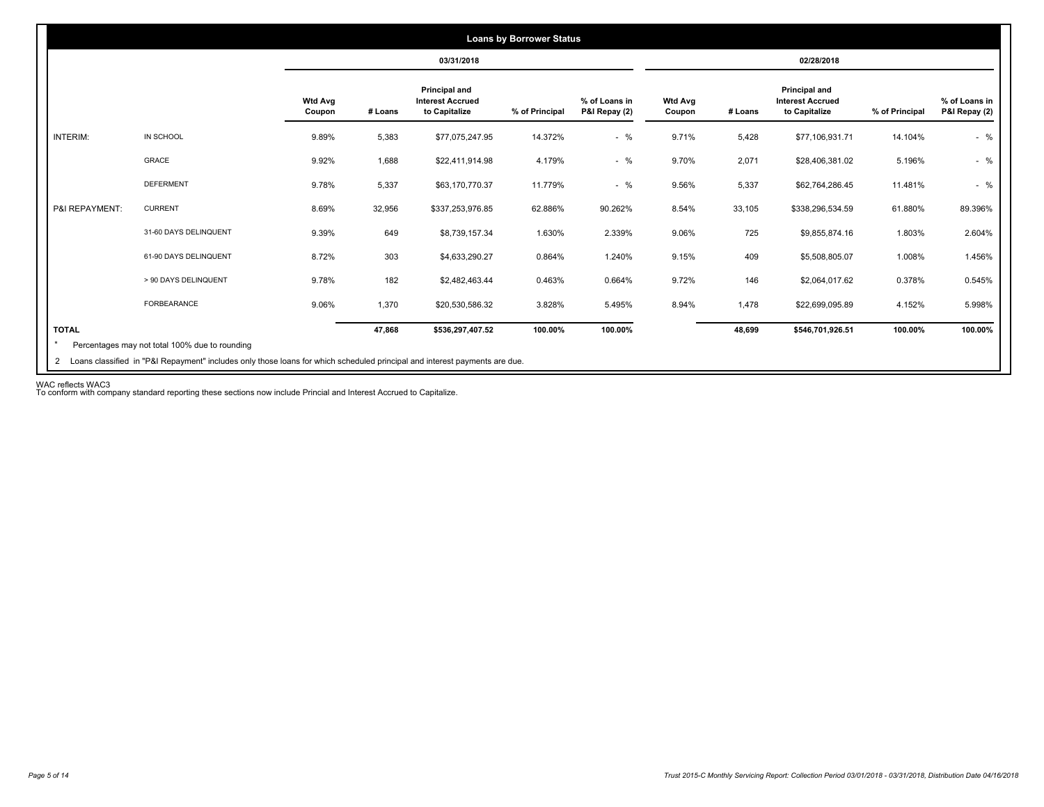## Loans by Borrower Status

| | | 03/31/2018 | | | | | 02/28/2018 | | | | |
|---|---|---|---|---|---|---|---|---|---|---|---|
| | | Wtd Avg Coupon | # Loans | Principal and Interest Accrued to Capitalize | % of Principal | % of Loans in P&I Repay (2) | Wtd Avg Coupon | # Loans | Principal and Interest Accrued to Capitalize | % of Principal | % of Loans in P&I Repay (2) |
| INTERIM: | IN SCHOOL | 9.89% | 5,383 | $77,075,247.95 | 14.372% | - % | 9.71% | 5,428 | $77,106,931.71 | 14.104% | - % |
| | GRACE | 9.92% | 1,688 | $22,411,914.98 | 4.179% | - % | 9.70% | 2,071 | $28,406,381.02 | 5.196% | - % |
| | DEFERMENT | 9.78% | 5,337 | $63,170,770.37 | 11.779% | - % | 9.56% | 5,337 | $62,764,286.45 | 11.481% | - % |
| P&I REPAYMENT: | CURRENT | 8.69% | 32,956 | $337,253,976.85 | 62.886% | 90.262% | 8.54% | 33,105 | $338,296,534.59 | 61.880% | 89.396% |
| | 31-60 DAYS DELINQUENT | 9.39% | 649 | $8,739,157.34 | 1.630% | 2.339% | 9.06% | 725 | $9,855,874.16 | 1.803% | 2.604% |
| | 61-90 DAYS DELINQUENT | 8.72% | 303 | $4,633,290.27 | 0.864% | 1.240% | 9.15% | 409 | $5,508,805.07 | 1.008% | 1.456% |
| | > 90 DAYS DELINQUENT | 9.78% | 182 | $2,482,463.44 | 0.463% | 0.664% | 9.72% | 146 | $2,064,017.62 | 0.378% | 0.545% |
| | FORBEARANCE | 9.06% | 1,370 | $20,530,586.32 | 3.828% | 5.495% | 8.94% | 1,478 | $22,699,095.89 | 4.152% | 5.998% |
| **TOTAL** | | | **47,868** | **$536,297,407.52** | **100.00%** | **100.00%** | | **48,699** | **$546,701,926.51** | **100.00%** | **100.00%** |

\* Percentages may not total 100% due to rounding

2 Loans classified in "P&I Repayment" includes only those loans for which scheduled principal and interest payments are due.

WAC reflects WAC3
To conform with company standard reporting these sections now include Princial and Interest Accrued to Capitalize.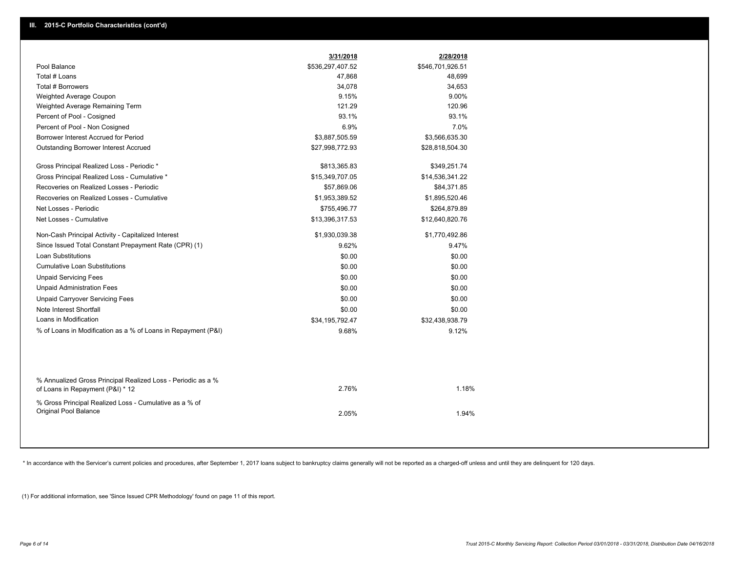## III. 2015-C Portfolio Characteristics (cont'd)

| | 3/31/2018 | 2/28/2018 |
|---|---|---|
| Pool Balance | $536,297,407.52 | $546,701,926.51 |
| Total # Loans | 47,868 | 48,699 |
| Total # Borrowers | 34,078 | 34,653 |
| Weighted Average Coupon | 9.15% | 9.00% |
| Weighted Average Remaining Term | 121.29 | 120.96 |
| Percent of Pool - Cosigned | 93.1% | 93.1% |
| Percent of Pool - Non Cosigned | 6.9% | 7.0% |
| Borrower Interest Accrued for Period | $3,887,505.59 | $3,566,635.30 |
| Outstanding Borrower Interest Accrued | $27,998,772.93 | $28,818,504.30 |
| Gross Principal Realized Loss - Periodic * | $813,365.83 | $349,251.74 |
| Gross Principal Realized Loss - Cumulative * | $15,349,707.05 | $14,536,341.22 |
| Recoveries on Realized Losses - Periodic | $57,869.06 | $84,371.85 |
| Recoveries on Realized Losses - Cumulative | $1,953,389.52 | $1,895,520.46 |
| Net Losses - Periodic | $755,496.77 | $264,879.89 |
| Net Losses - Cumulative | $13,396,317.53 | $12,640,820.76 |
| Non-Cash Principal Activity - Capitalized Interest | $1,930,039.38 | $1,770,492.86 |
| Since Issued Total Constant Prepayment Rate (CPR) (1) | 9.62% | 9.47% |
| Loan Substitutions | $0.00 | $0.00 |
| Cumulative Loan Substitutions | $0.00 | $0.00 |
| Unpaid Servicing Fees | $0.00 | $0.00 |
| Unpaid Administration Fees | $0.00 | $0.00 |
| Unpaid Carryover Servicing Fees | $0.00 | $0.00 |
| Note Interest Shortfall | $0.00 | $0.00 |
| Loans in Modification | $34,195,792.47 | $32,438,938.79 |
| % of Loans in Modification as a % of Loans in Repayment (P&I) | 9.68% | 9.12% |
| % Annualized Gross Principal Realized Loss - Periodic as a % of Loans in Repayment (P&I) * 12 | 2.76% | 1.18% |
| % Gross Principal Realized Loss - Cumulative as a % of Original Pool Balance | 2.05% | 1.94% |

* In accordance with the Servicer's current policies and procedures, after September 1, 2017 loans subject to bankruptcy claims generally will not be reported as a charged-off unless and until they are delinquent for 120 days.

(1) For additional information, see 'Since Issued CPR Methodology' found on page 11 of this report.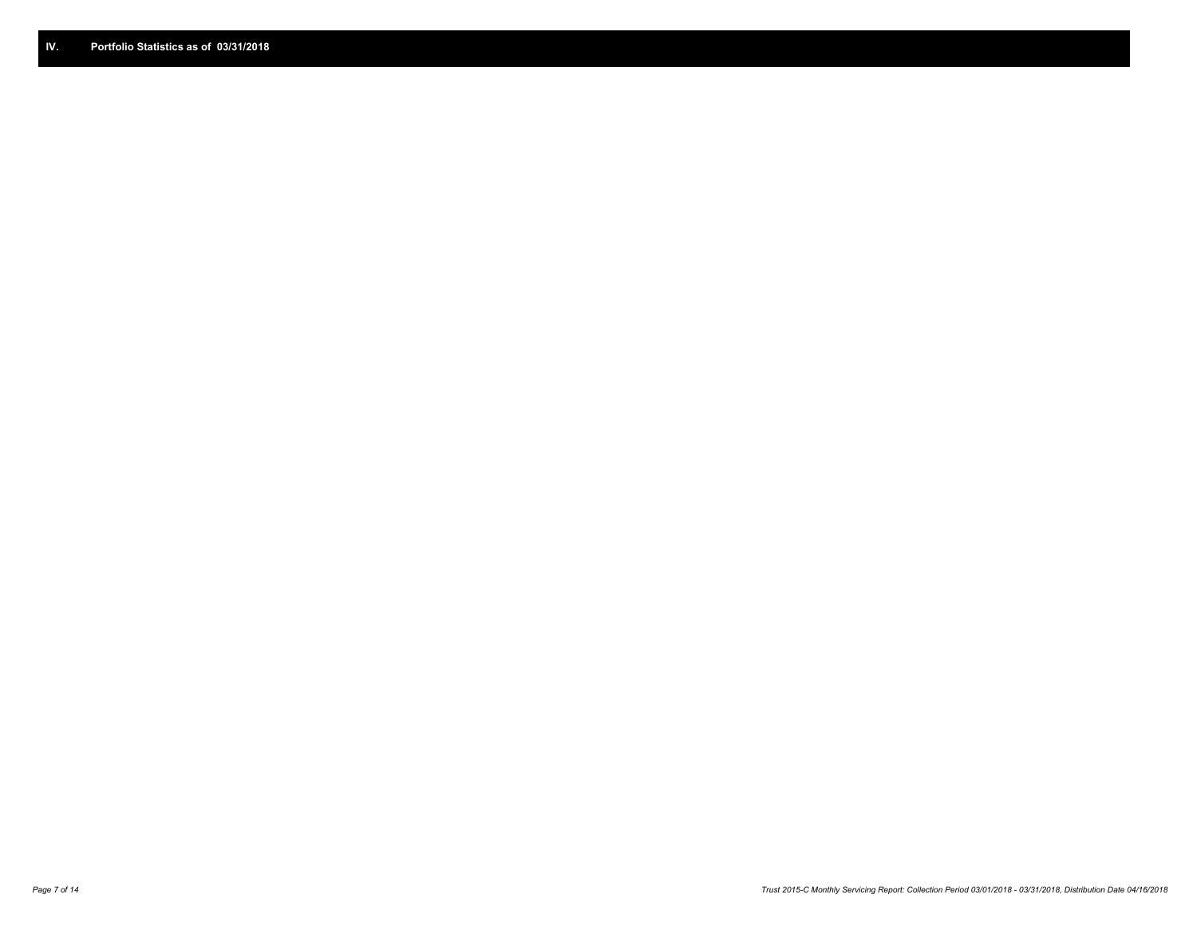## IV. Portfolio Statistics as of 03/31/2018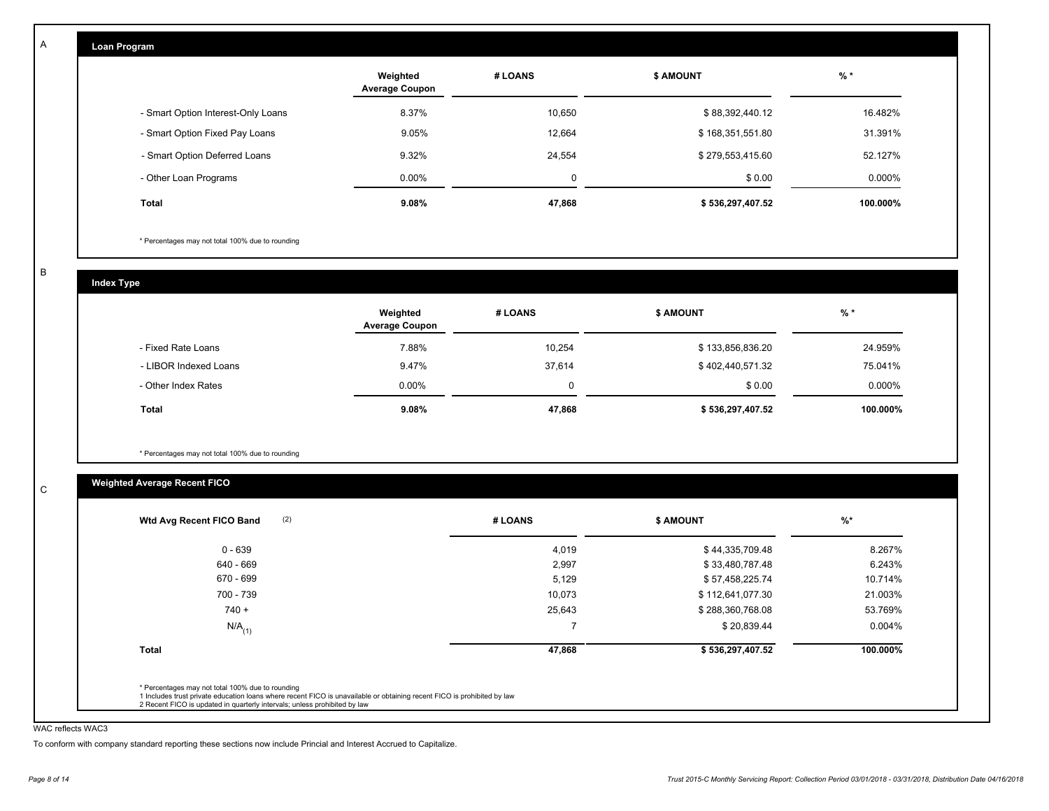A

## Loan Program

| | Weighted Average Coupon | # LOANS | $ AMOUNT | % * |
|---|---|---|---|---|
| - Smart Option Interest-Only Loans | 8.37% | 10,650 | $ 88,392,440.12 | 16.482% |
| - Smart Option Fixed Pay Loans | 9.05% | 12,664 | $ 168,351,551.80 | 31.391% |
| - Smart Option Deferred Loans | 9.32% | 24,554 | $ 279,553,415.60 | 52.127% |
| - Other Loan Programs | 0.00% | 0 | $ 0.00 | 0.000% |
| **Total** | **9.08%** | **47,868** | **$ 536,297,407.52** | **100.000%** |

* Percentages may not total 100% due to rounding

B

## Index Type

| | Weighted Average Coupon | # LOANS | $ AMOUNT | % * |
|---|---|---|---|---|
| - Fixed Rate Loans | 7.88% | 10,254 | $ 133,856,836.20 | 24.959% |
| - LIBOR Indexed Loans | 9.47% | 37,614 | $ 402,440,571.32 | 75.041% |
| - Other Index Rates | 0.00% | 0 | $ 0.00 | 0.000% |
| **Total** | **9.08%** | **47,868** | **$ 536,297,407.52** | **100.000%** |

* Percentages may not total 100% due to rounding

C

## Weighted Average Recent FICO

| Wtd Avg Recent FICO Band (2) | # LOANS | $ AMOUNT | %* |
|---|---|---|---|
| 0 - 639 | 4,019 | $ 44,335,709.48 | 8.267% |
| 640 - 669 | 2,997 | $ 33,480,787.48 | 6.243% |
| 670 - 699 | 5,129 | $ 57,458,225.74 | 10.714% |
| 700 - 739 | 10,073 | $ 112,641,077.30 | 21.003% |
| 740 + | 25,643 | $ 288,360,768.08 | 53.769% |
| N/A (1) | 7 | $ 20,839.44 | 0.004% |
| **Total** | **47,868** | **$ 536,297,407.52** | **100.000%** |

* Percentages may not total 100% due to rounding
1 Includes trust private education loans where recent FICO is unavailable or obtaining recent FICO is prohibited by law
2 Recent FICO is updated in quarterly intervals; unless prohibited by law

WAC reflects WAC3

To conform with company standard reporting these sections now include Princial and Interest Accrued to Capitalize.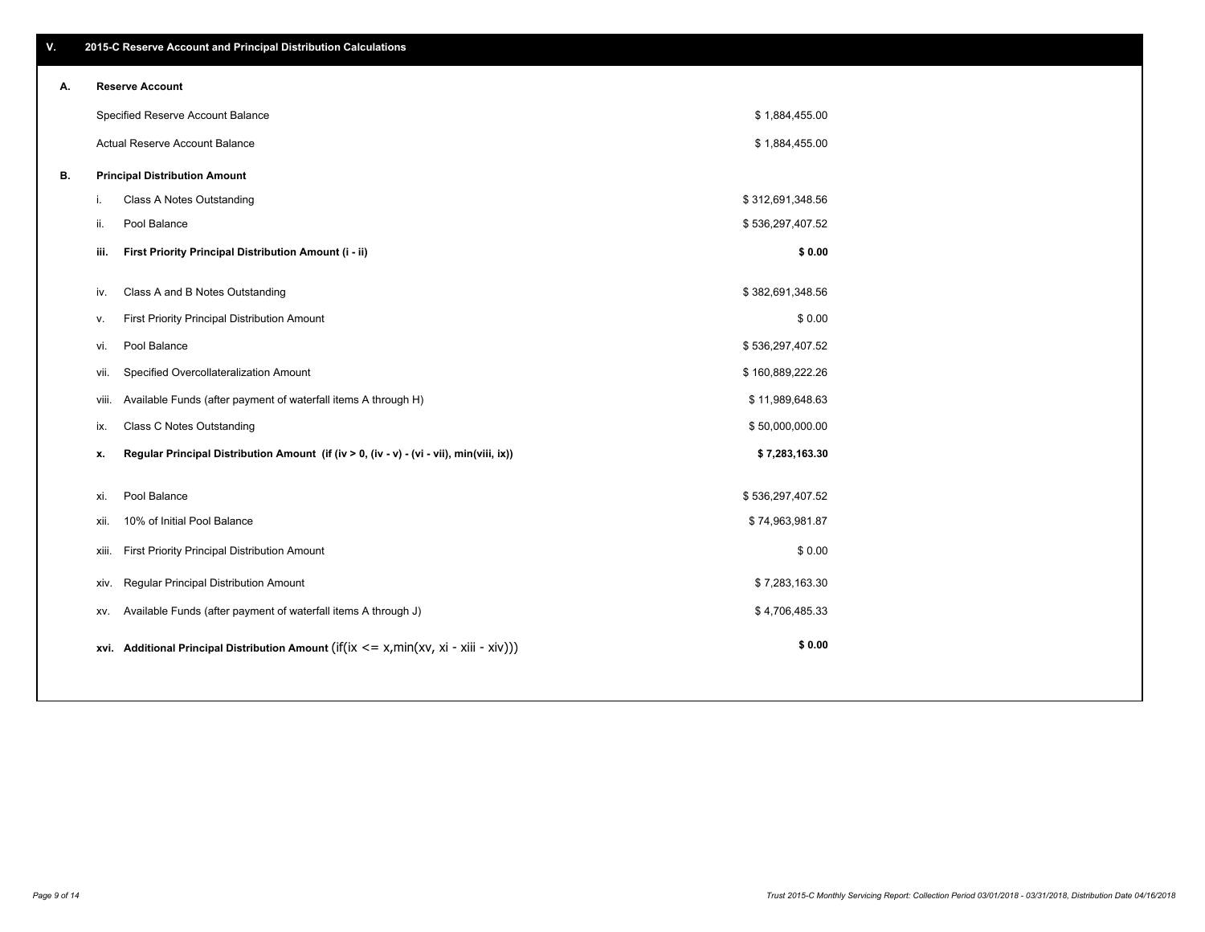## V. 2015-C Reserve Account and Principal Distribution Calculations

### A. Reserve Account

| | |
|---|---|
| Specified Reserve Account Balance | $ 1,884,455.00 |
| Actual Reserve Account Balance | $ 1,884,455.00 |

### B. Principal Distribution Amount

| | | |
|---|---|---|
| i. | Class A Notes Outstanding | $ 312,691,348.56 |
| ii. | Pool Balance | $ 536,297,407.52 |
| **iii.** | **First Priority Principal Distribution Amount (i - ii)** | **$ 0.00** |
| iv. | Class A and B Notes Outstanding | $ 382,691,348.56 |
| v. | First Priority Principal Distribution Amount | $ 0.00 |
| vi. | Pool Balance | $ 536,297,407.52 |
| vii. | Specified Overcollateralization Amount | $ 160,889,222.26 |
| viii. | Available Funds (after payment of waterfall items A through H) | $ 11,989,648.63 |
| ix. | Class C Notes Outstanding | $ 50,000,000.00 |
| **x.** | **Regular Principal Distribution Amount (if (iv > 0, (iv - v) - (vi - vii), min(viii, ix))** | **$ 7,283,163.30** |
| xi. | Pool Balance | $ 536,297,407.52 |
| xii. | 10% of Initial Pool Balance | $ 74,963,981.87 |
| xiii. | First Priority Principal Distribution Amount | $ 0.00 |
| xiv. | Regular Principal Distribution Amount | $ 7,283,163.30 |
| xv. | Available Funds (after payment of waterfall items A through J) | $ 4,706,485.33 |
| **xvi.** | **Additional Principal Distribution Amount** (if(ix <= x,min(xv, xi - xiii - xiv))) | **$ 0.00** |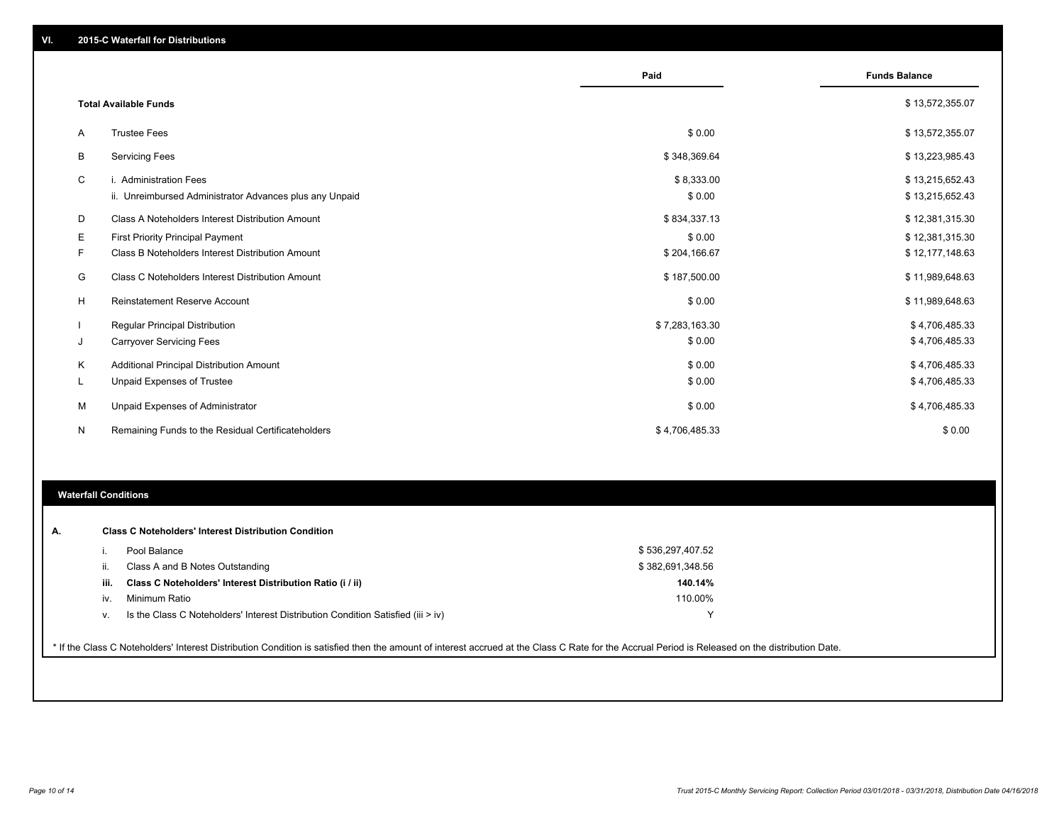## VI. 2015-C Waterfall for Distributions

| | | Paid | Funds Balance |
|---|---|---|---|
| | **Total Available Funds** | | $ 13,572,355.07 |
| A | Trustee Fees | $ 0.00 | $ 13,572,355.07 |
| B | Servicing Fees | $ 348,369.64 | $ 13,223,985.43 |
| C | i. Administration Fees | $ 8,333.00 | $ 13,215,652.43 |
| | ii. Unreimbursed Administrator Advances plus any Unpaid | $ 0.00 | $ 13,215,652.43 |
| D | Class A Noteholders Interest Distribution Amount | $ 834,337.13 | $ 12,381,315.30 |
| E | First Priority Principal Payment | $ 0.00 | $ 12,381,315.30 |
| F | Class B Noteholders Interest Distribution Amount | $ 204,166.67 | $ 12,177,148.63 |
| G | Class C Noteholders Interest Distribution Amount | $ 187,500.00 | $ 11,989,648.63 |
| H | Reinstatement Reserve Account | $ 0.00 | $ 11,989,648.63 |
| I | Regular Principal Distribution | $ 7,283,163.30 | $ 4,706,485.33 |
| J | Carryover Servicing Fees | $ 0.00 | $ 4,706,485.33 |
| K | Additional Principal Distribution Amount | $ 0.00 | $ 4,706,485.33 |
| L | Unpaid Expenses of Trustee | $ 0.00 | $ 4,706,485.33 |
| M | Unpaid Expenses of Administrator | $ 0.00 | $ 4,706,485.33 |
| N | Remaining Funds to the Residual Certificateholders | $ 4,706,485.33 | $ 0.00 |

### Waterfall Conditions

**A. Class C Noteholders' Interest Distribution Condition**

| | | |
|---|---|---|
| i. | Pool Balance | $ 536,297,407.52 |
| ii. | Class A and B Notes Outstanding | $ 382,691,348.56 |
| **iii.** | **Class C Noteholders' Interest Distribution Ratio (i / ii)** | **140.14%** |
| iv. | Minimum Ratio | 110.00% |
| v. | Is the Class C Noteholders' Interest Distribution Condition Satisfied (iii > iv) | Y |

* If the Class C Noteholders' Interest Distribution Condition is satisfied then the amount of interest accrued at the Class C Rate for the Accrual Period is Released on the distribution Date.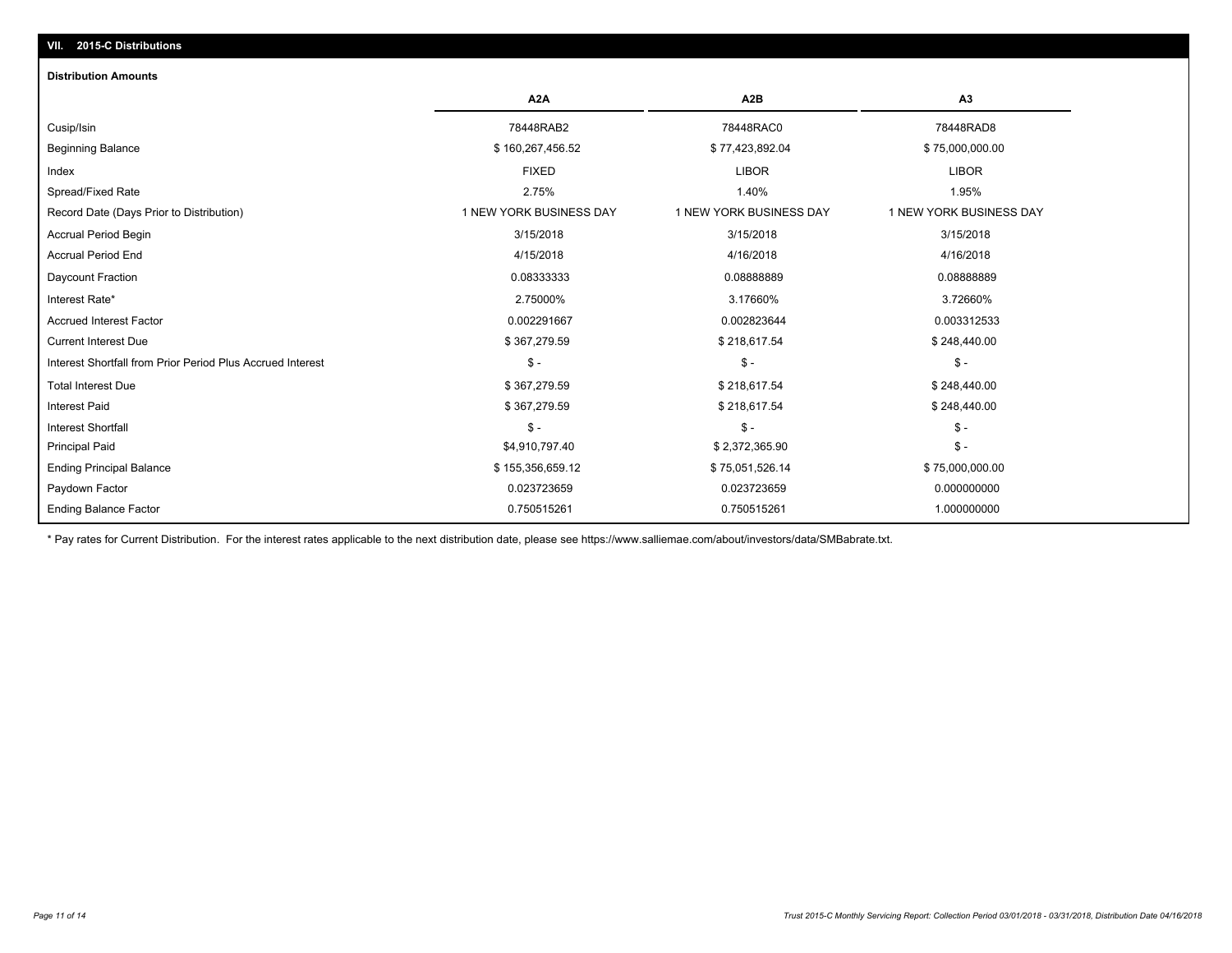## VII. 2015-C Distributions

### Distribution Amounts

| | A2A | A2B | A3 |
|---|---|---|---|
| Cusip/Isin | 78448RAB2 | 78448RAC0 | 78448RAD8 |
| Beginning Balance | $ 160,267,456.52 | $ 77,423,892.04 | $ 75,000,000.00 |
| Index | FIXED | LIBOR | LIBOR |
| Spread/Fixed Rate | 2.75% | 1.40% | 1.95% |
| Record Date (Days Prior to Distribution) | 1 NEW YORK BUSINESS DAY | 1 NEW YORK BUSINESS DAY | 1 NEW YORK BUSINESS DAY |
| Accrual Period Begin | 3/15/2018 | 3/15/2018 | 3/15/2018 |
| Accrual Period End | 4/15/2018 | 4/16/2018 | 4/16/2018 |
| Daycount Fraction | 0.08333333 | 0.08888889 | 0.08888889 |
| Interest Rate* | 2.75000% | 3.17660% | 3.72660% |
| Accrued Interest Factor | 0.002291667 | 0.002823644 | 0.003312533 |
| Current Interest Due | $ 367,279.59 | $ 218,617.54 | $ 248,440.00 |
| Interest Shortfall from Prior Period Plus Accrued Interest | $ - | $ - | $ - |
| Total Interest Due | $ 367,279.59 | $ 218,617.54 | $ 248,440.00 |
| Interest Paid | $ 367,279.59 | $ 218,617.54 | $ 248,440.00 |
| Interest Shortfall | $ - | $ - | $ - |
| Principal Paid | $4,910,797.40 | $ 2,372,365.90 | $ - |
| Ending Principal Balance | $ 155,356,659.12 | $ 75,051,526.14 | $ 75,000,000.00 |
| Paydown Factor | 0.023723659 | 0.023723659 | 0.000000000 |
| Ending Balance Factor | 0.750515261 | 0.750515261 | 1.000000000 |

* Pay rates for Current Distribution. For the interest rates applicable to the next distribution date, please see https://www.salliemae.com/about/investors/data/SMBabrate.txt.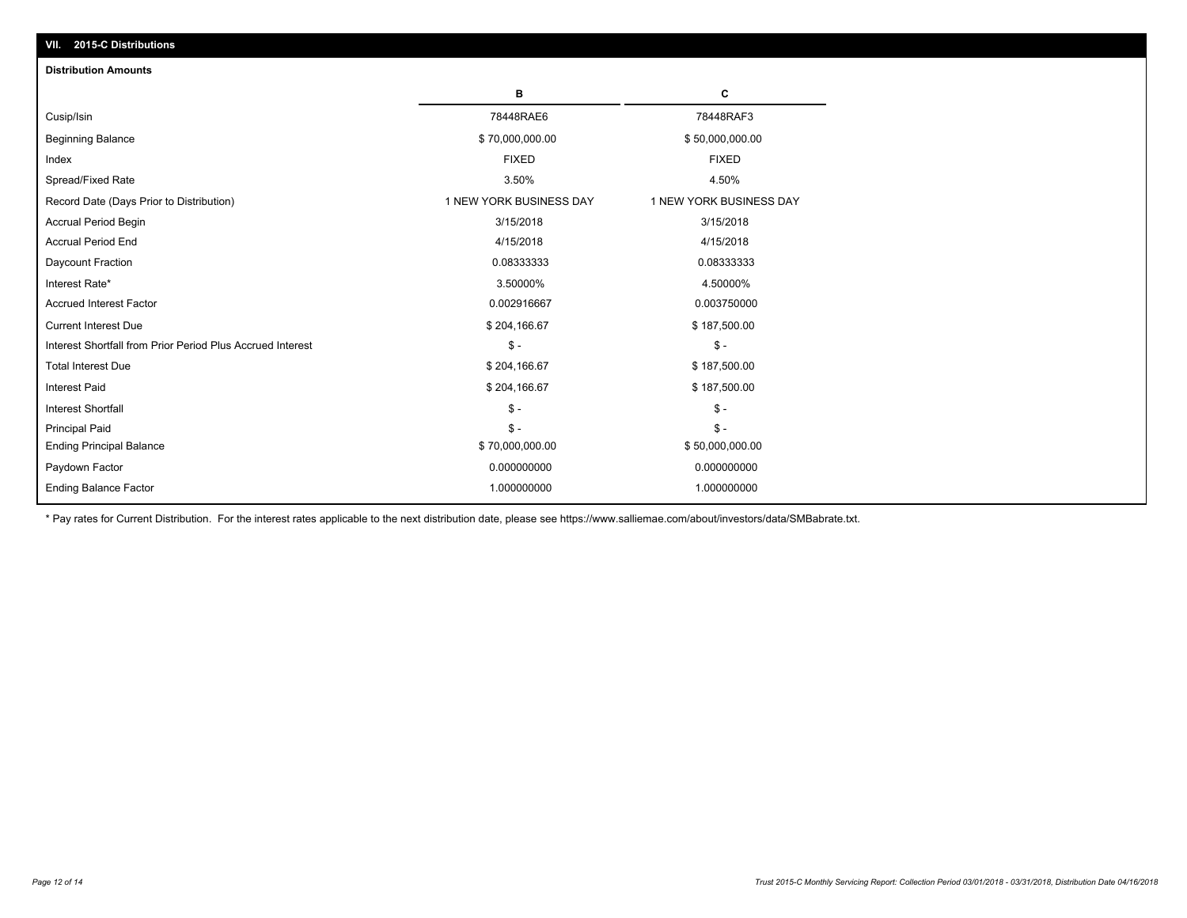## VII. 2015-C Distributions

### Distribution Amounts

| | B | C |
|---|---|---|
| Cusip/Isin | 78448RAE6 | 78448RAF3 |
| Beginning Balance | $ 70,000,000.00 | $ 50,000,000.00 |
| Index | FIXED | FIXED |
| Spread/Fixed Rate | 3.50% | 4.50% |
| Record Date (Days Prior to Distribution) | 1 NEW YORK BUSINESS DAY | 1 NEW YORK BUSINESS DAY |
| Accrual Period Begin | 3/15/2018 | 3/15/2018 |
| Accrual Period End | 4/15/2018 | 4/15/2018 |
| Daycount Fraction | 0.08333333 | 0.08333333 |
| Interest Rate* | 3.50000% | 4.50000% |
| Accrued Interest Factor | 0.002916667 | 0.003750000 |
| Current Interest Due | $ 204,166.67 | $ 187,500.00 |
| Interest Shortfall from Prior Period Plus Accrued Interest | $ - | $ - |
| Total Interest Due | $ 204,166.67 | $ 187,500.00 |
| Interest Paid | $ 204,166.67 | $ 187,500.00 |
| Interest Shortfall | $ - | $ - |
| Principal Paid | $ - | $ - |
| Ending Principal Balance | $ 70,000,000.00 | $ 50,000,000.00 |
| Paydown Factor | 0.000000000 | 0.000000000 |
| Ending Balance Factor | 1.000000000 | 1.000000000 |

\* Pay rates for Current Distribution. For the interest rates applicable to the next distribution date, please see https://www.salliemae.com/about/investors/data/SMBabrate.txt.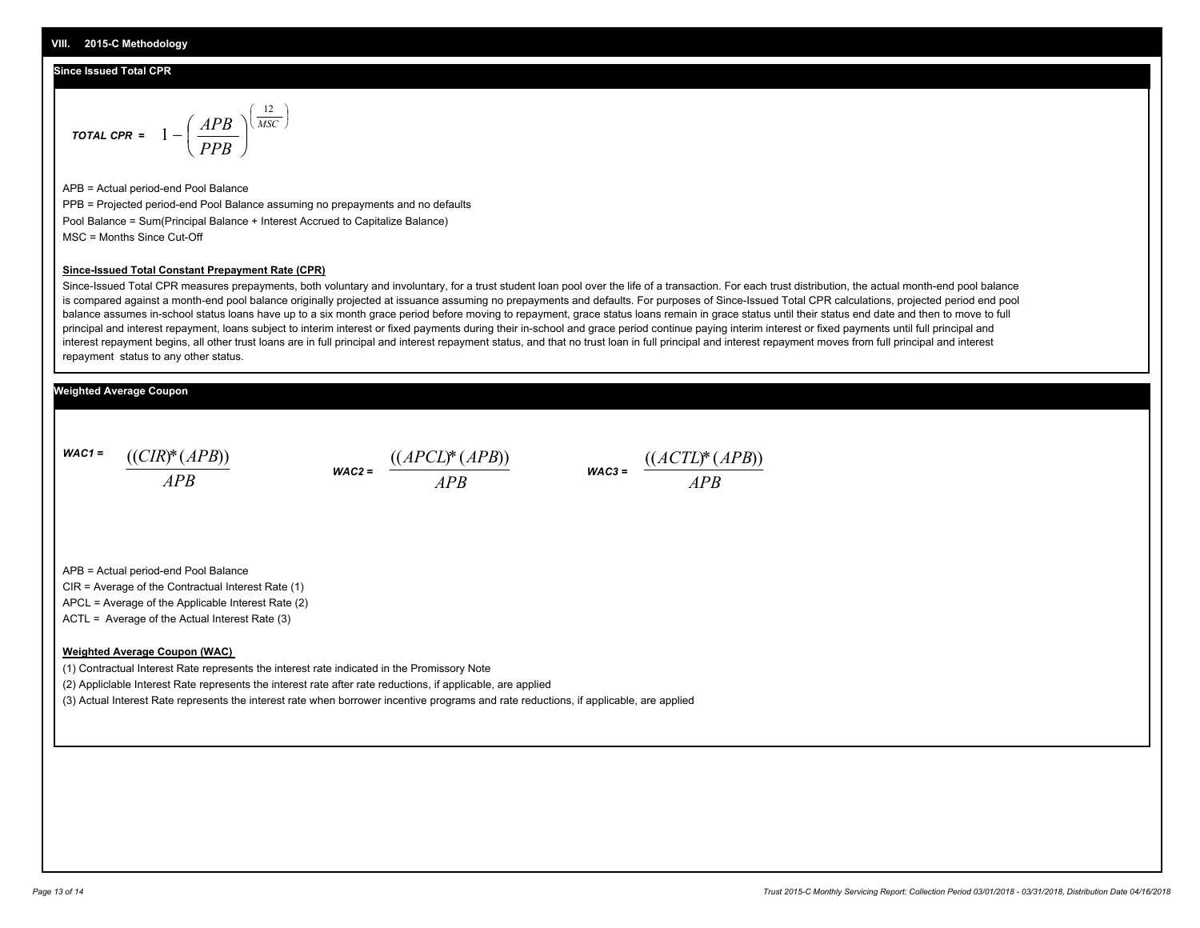## VIII. 2015-C Methodology

### Since Issued Total CPR

$$TOTAL\ CPR = 1 - \left(\frac{APB}{PPB}\right)^{\left(\frac{12}{MSC}\right)}$$

APB = Actual period-end Pool Balance

PPB = Projected period-end Pool Balance assuming no prepayments and no defaults

Pool Balance = Sum(Principal Balance + Interest Accrued to Capitalize Balance)

MSC = Months Since Cut-Off

**Since-Issued Total Constant Prepayment Rate (CPR)**

Since-Issued Total CPR measures prepayments, both voluntary and involuntary, for a trust student loan pool over the life of a transaction. For each trust distribution, the actual month-end pool balance is compared against a month-end pool balance originally projected at issuance assuming no prepayments and defaults. For purposes of Since-Issued Total CPR calculations, projected period end pool balance assumes in-school status loans have up to a six month grace period before moving to repayment, grace status loans remain in grace status until their status end date and then to move to full principal and interest repayment, loans subject to interim interest or fixed payments during their in-school and grace period continue paying interim interest or fixed payments until full principal and interest repayment begins, all other trust loans are in full principal and interest repayment status, and that no trust loan in full principal and interest repayment moves from full principal and interest repayment status to any other status.

### Weighted Average Coupon

$$WAC1 = \frac{((CIR)*(APB))}{APB} \qquad WAC2 = \frac{((APCL)*(APB))}{APB} \qquad WAC3 = \frac{((ACTL)*(APB))}{APB}$$

APB = Actual period-end Pool Balance

CIR = Average of the Contractual Interest Rate (1)

APCL = Average of the Applicable Interest Rate (2)

ACTL = Average of the Actual Interest Rate (3)

**Weighted Average Coupon (WAC)**

(1) Contractual Interest Rate represents the interest rate indicated in the Promissory Note

(2) Appliclable Interest Rate represents the interest rate after rate reductions, if applicable, are applied

(3) Actual Interest Rate represents the interest rate when borrower incentive programs and rate reductions, if applicable, are applied